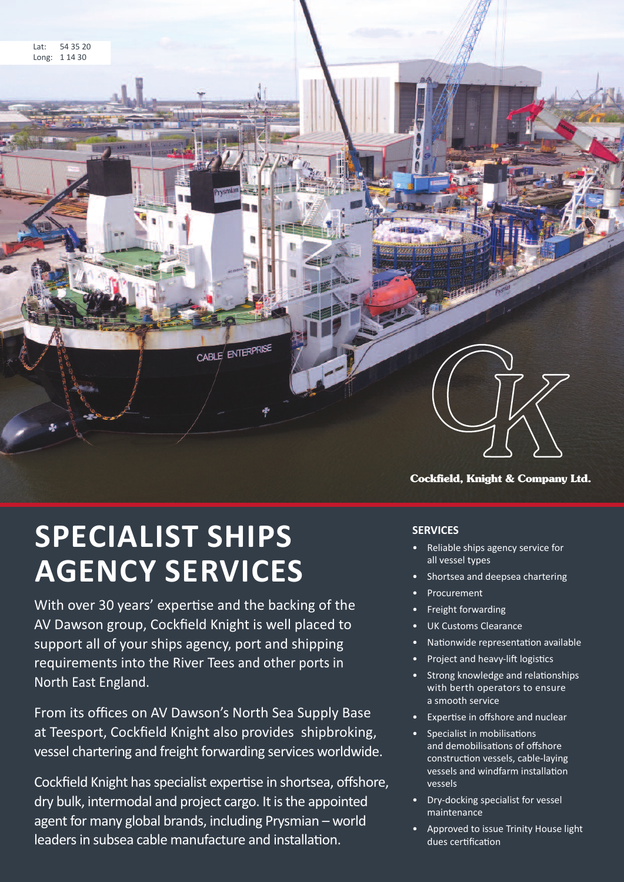Lat: 54 35 20
Long: 1 14 30

Cockfield, Knight & Company Ltd.

# SPECIALIST SHIPS AGENCY SERVICES

With over 30 years' expertise and the backing of the AV Dawson group, Cockfield Knight is well placed to support all of your ships agency, port and shipping requirements into the River Tees and other ports in North East England.

From its offices on AV Dawson's North Sea Supply Base at Teesport, Cockfield Knight also provides shipbroking, vessel chartering and freight forwarding services worldwide.

Cockfield Knight has specialist expertise in shortsea, offshore, dry bulk, intermodal and project cargo. It is the appointed agent for many global brands, including Prysmian – world leaders in subsea cable manufacture and installation.

## SERVICES

- Reliable ships agency service for all vessel types
- Shortsea and deepsea chartering
- Procurement
- Freight forwarding
- UK Customs Clearance
- Nationwide representation available
- Project and heavy-lift logistics
- Strong knowledge and relationships with berth operators to ensure a smooth service
- Expertise in offshore and nuclear
- Specialist in mobilisations and demobilisations of offshore construction vessels, cable-laying vessels and windfarm installation vessels
- Dry-docking specialist for vessel maintenance
- Approved to issue Trinity House light dues certification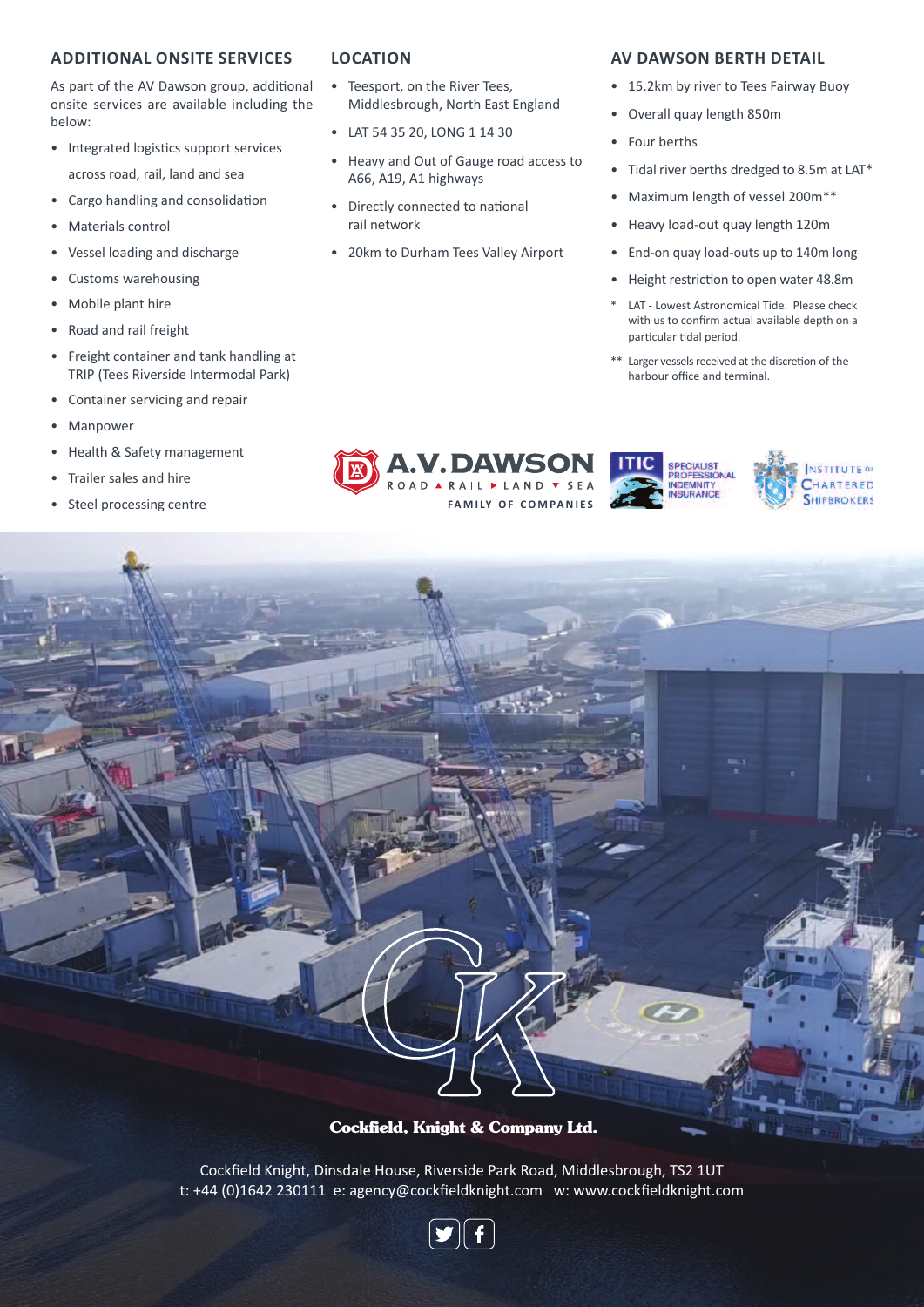## ADDITIONAL ONSITE SERVICES

As part of the AV Dawson group, additional onsite services are available including the below:

- Integrated logistics support services across road, rail, land and sea
- Cargo handling and consolidation
- Materials control
- Vessel loading and discharge
- Customs warehousing
- Mobile plant hire
- Road and rail freight
- Freight container and tank handling at TRIP (Tees Riverside Intermodal Park)
- Container servicing and repair
- Manpower
- Health & Safety management
- Trailer sales and hire
- Steel processing centre

## LOCATION

- Teesport, on the River Tees, Middlesbrough, North East England
- LAT 54 35 20, LONG 1 14 30
- Heavy and Out of Gauge road access to A66, A19, A1 highways
- Directly connected to national rail network
- 20km to Durham Tees Valley Airport

## AV DAWSON BERTH DETAIL

- 15.2km by river to Tees Fairway Buoy
- Overall quay length 850m
- Four berths
- Tidal river berths dredged to 8.5m at LAT*
- Maximum length of vessel 200m**
- Heavy load-out quay length 120m
- End-on quay load-outs up to 140m long
- Height restriction to open water 48.8m

\* LAT - Lowest Astronomical Tide. Please check with us to confirm actual available depth on a particular tidal period.

\*\* Larger vessels received at the discretion of the harbour office and terminal.

A.V. DAWSON
ROAD ▲ RAIL ▶ LAND ▼ SEA
FAMILY OF COMPANIES

ITIC SPECIALIST PROFESSIONAL INDEMNITY INSURANCE

INSTITUTE OF CHARTERED SHIPBROKERS

**Cockfield, Knight & Company Ltd.**

Cockfield Knight, Dinsdale House, Riverside Park Road, Middlesbrough, TS2 1UT
t: +44 (0)1642 230111 e: agency@cockfieldknight.com w: www.cockfieldknight.com